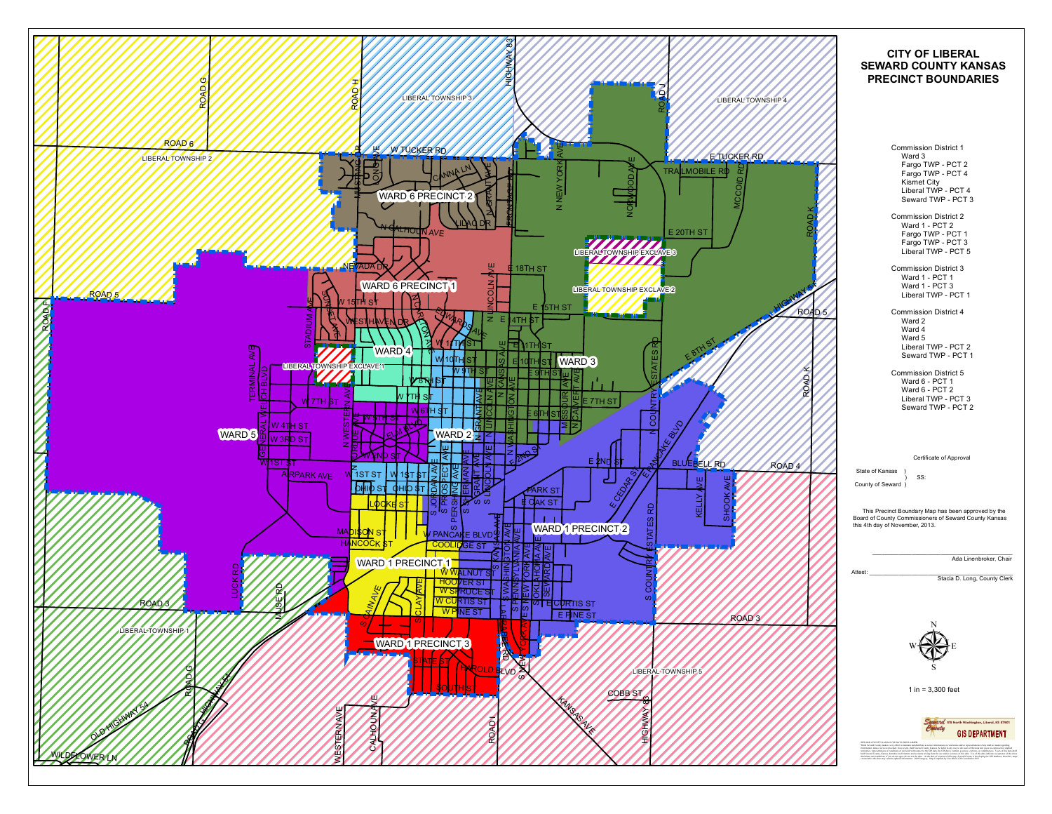# CITY OF LIBERAL
# SEWARD COUNTY KANSAS
# PRECINCT BOUNDARIES

Commission District 1
- Ward 3
- Fargo TWP - PCT 2
- Fargo TWP - PCT 4
- Kismet City
- Liberal TWP - PCT 4
- Seward TWP - PCT 3

Commission District 2
- Ward 1 - PCT 2
- Fargo TWP - PCT 1
- Fargo TWP - PCT 3
- Liberal TWP - PCT 5

Commission District 3
- Ward 1 - PCT 1
- Ward 1 - PCT 3
- Liberal TWP - PCT 1

Commission District 4
- Ward 2
- Ward 4
- Ward 5
- Liberal TWP - PCT 2
- Seward TWP - PCT 1

Commission District 5
- Ward 6 - PCT 1
- Ward 6 - PCT 2
- Liberal TWP - PCT 3
- Seward TWP - PCT 2

Certificate of Approval

State of Kansas )
) SS:
County of Seward )

This Precinct Boundary Map has been approved by the Board of County Commissioners of Seward County Kansas this 4th day of November, 2013.

\_\_\_\_\_\_\_\_\_\_\_\_\_\_\_\_\_\_\_\_\_\_\_\_\_\_\_\_\_\_
Ada Linenbroker, Chair

Attest: \_\_\_\_\_\_\_\_\_\_\_\_\_\_\_\_\_\_\_\_\_\_\_\_\_\_\_\_\_\_
Stacia D. Long, County Clerk

1 in = 3,300 feet

Seward County — 515 North Washington, Liberal, KS 67901 — GIS DEPARTMENT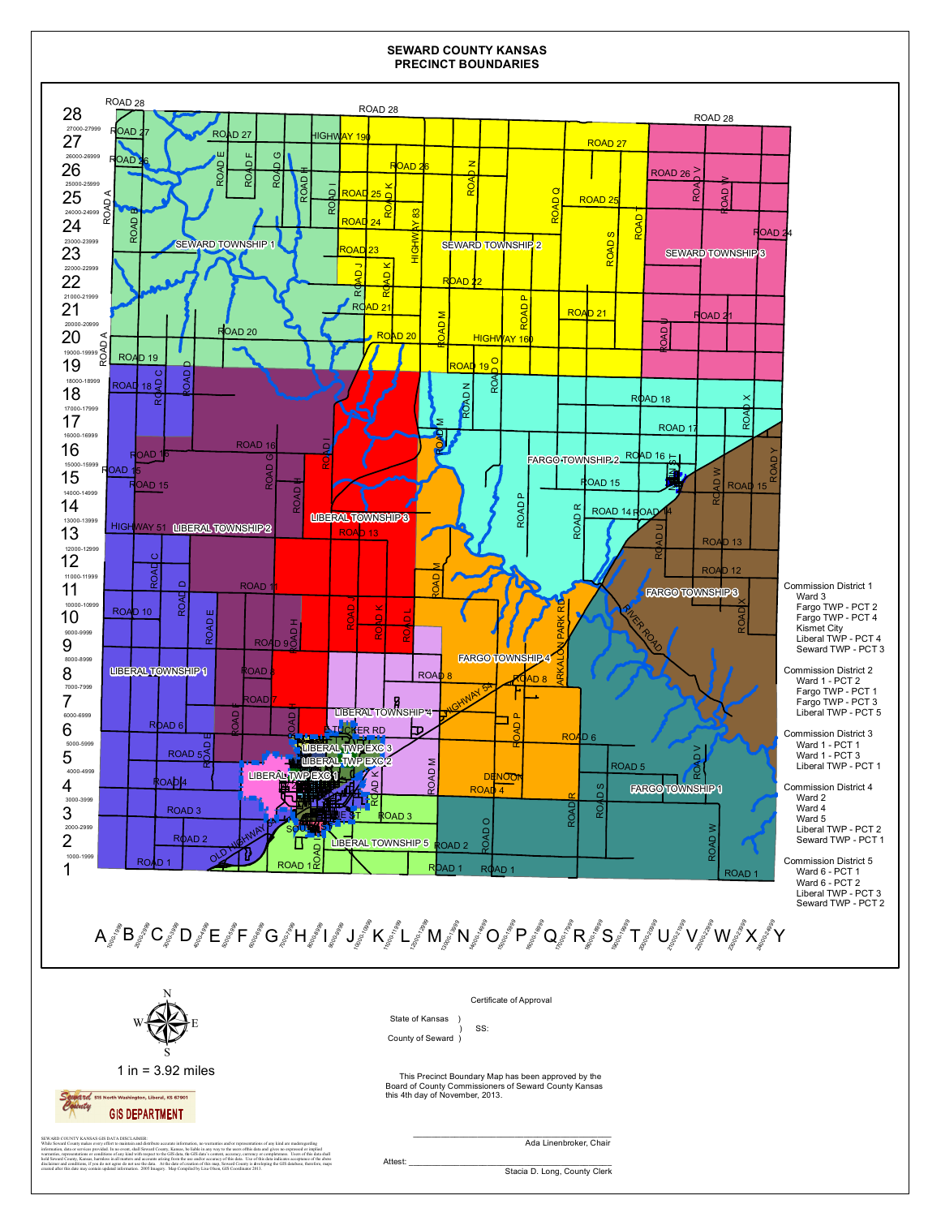# SEWARD COUNTY KANSAS
# PRECINCT BOUNDARIES

Commission District 1
- Ward 3
- Fargo TWP - PCT 2
- Fargo TWP - PCT 4
- Kismet City
- Liberal TWP - PCT 4
- Seward TWP - PCT 3

Commission District 2
- Ward 1 - PCT 2
- Fargo TWP - PCT 1
- Fargo TWP - PCT 3
- Liberal TWP - PCT 5

Commission District 3
- Ward 1 - PCT 1
- Ward 1 - PCT 3
- Liberal TWP - PCT 1

Commission District 4
- Ward 2
- Ward 4
- Ward 5
- Liberal TWP - PCT 2
- Seward TWP - PCT 1

Commission District 5
- Ward 6 - PCT 1
- Ward 6 - PCT 2
- Liberal TWP - PCT 3
- Seward TWP - PCT 2

1 in = 3.92 miles

Seward County 515 North Washington, Liberal, KS 67901
GIS DEPARTMENT

Certificate of Approval

State of Kansas )
) SS:
County of Seward )

This Precinct Boundary Map has been approved by the Board of County Commissioners of Seward County Kansas this 4th day of November, 2013.

______________________________
Ada Linenbroker, Chair

Attest: ______________________________
Stacia D. Long, County Clerk

SEWARD COUNTY KANSAS GIS DATA DISCLAIMER: While Seward County makes every effort to maintain and distribute accurate information, no warranties and/or representations of any kind are made regarding information, data or services provided. In no event, shall Seward County, Kansas, be liable in any way to the users of this data and gives no expressed or implied warranties, representations or conditions of any kind with respect to the GIS data, the GIS data's content, accuracy, currency or completeness. Users of this data shall hold Seward County, Kansas, harmless in all matters and accuracy arising from the use and/or accuracy of this data. Use of this data indicates acceptance of the above disclaimer and conditions. If you do not agree do not use the data. At the date of creation of this map, Seward County is developing the GIS database, therefore, maps created after this date may contain updated information. 2005 Imagery. Map Compiled by Lisa Olson, GIS Coordinator 2013.